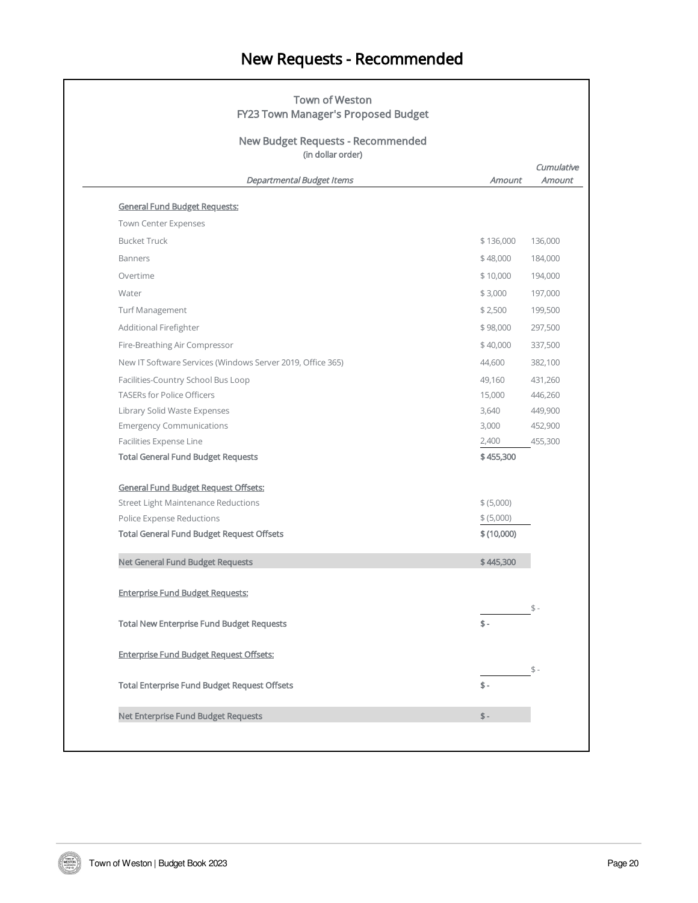# New Requests - Recommended

## Town of Weston
## FY23 Town Manager's Proposed Budget

### New Budget Requests - Recommended
(in dollar order)

| *Departmental Budget Items* | *Amount* | *Cumulative Amount* |
|---|---|---|
| **General Fund Budget Requests:** | | |
| Town Center Expenses | | |
| Bucket Truck | $ 136,000 | 136,000 |
| Banners | $ 48,000 | 184,000 |
| Overtime | $ 10,000 | 194,000 |
| Water | $ 3,000 | 197,000 |
| Turf Management | $ 2,500 | 199,500 |
| Additional Firefighter | $ 98,000 | 297,500 |
| Fire-Breathing Air Compressor | $ 40,000 | 337,500 |
| New IT Software Services (Windows Server 2019, Office 365) | 44,600 | 382,100 |
| Facilities-Country School Bus Loop | 49,160 | 431,260 |
| TASERs for Police Officers | 15,000 | 446,260 |
| Library Solid Waste Expenses | 3,640 | 449,900 |
| Emergency Communications | 3,000 | 452,900 |
| Facilities Expense Line | 2,400 | 455,300 |
| **Total General Fund Budget Requests** | **$ 455,300** | |
| | | |
| **General Fund Budget Request Offsets:** | | |
| Street Light Maintenance Reductions | $ (5,000) | |
| Police Expense Reductions | $ (5,000) | |
| **Total General Fund Budget Request Offsets** | **$ (10,000)** | |
| | | |
| **Net General Fund Budget Requests** | **$ 445,300** | |
| | | |
| **Enterprise Fund Budget Requests:** | | |
| | | $ - |
| **Total New Enterprise Fund Budget Requests** | **$ -** | |
| | | |
| **Enterprise Fund Budget Request Offsets:** | | |
| | | $ - |
| **Total Enterprise Fund Budget Request Offsets** | **$ -** | |
| | | |
| **Net Enterprise Fund Budget Requests** | **$ -** | |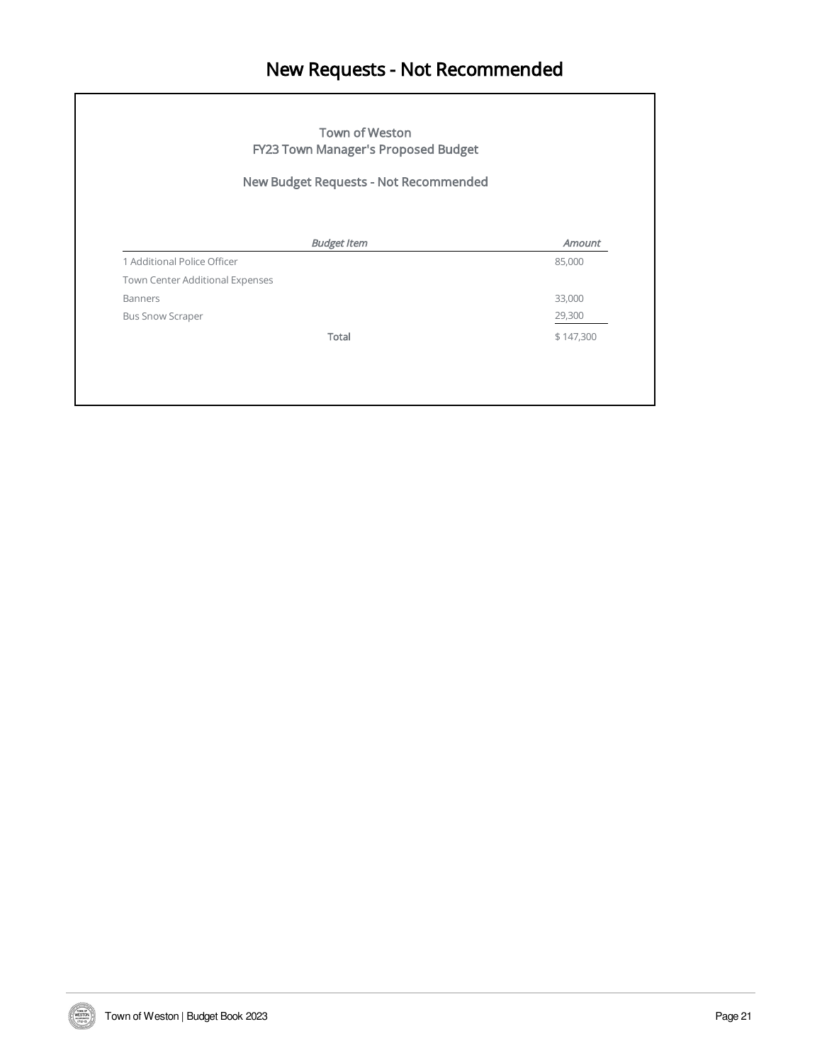# New Requests - Not Recommended

Town of Weston
FY23 Town Manager's Proposed Budget

New Budget Requests - Not Recommended

| *Budget Item* | *Amount* |
|---|---|
| 1 Additional Police Officer | 85,000 |
| Town Center Additional Expenses | |
| Banners | 33,000 |
| Bus Snow Scraper | 29,300 |
| Total | $ 147,300 |